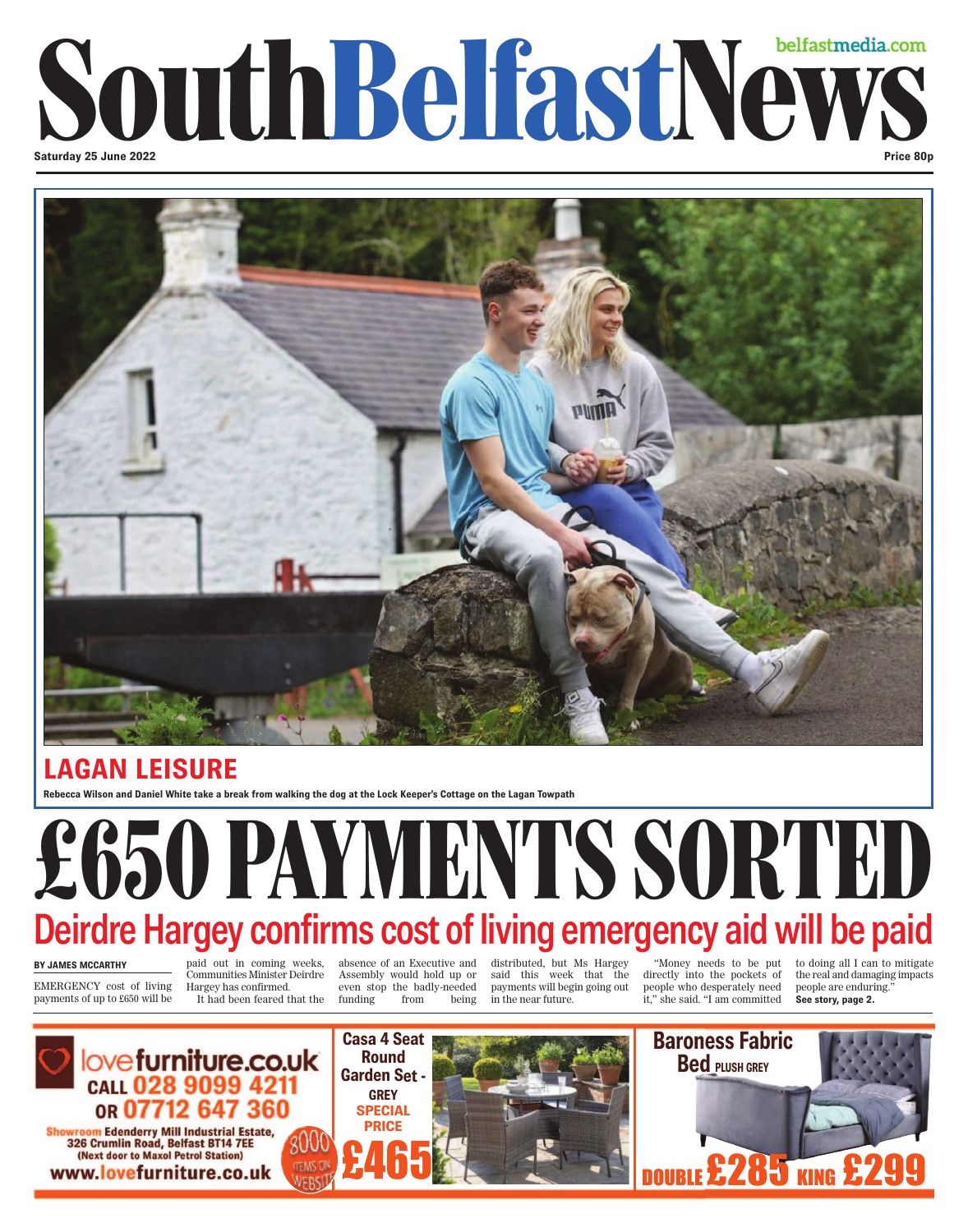# South Belfast News

belfastmedia.com

Saturday 25 June 2022

Price 80p

## LAGAN LEISURE

**Rebecca Wilson and Daniel White take a break from walking the dog at the Lock Keeper's Cottage on the Lagan Towpath**

# £650 PAYMENTS SORTED

## Deirdre Hargey confirms cost of living emergency aid will be paid

**BY JAMES MCCARTHY**

EMERGENCY cost of living payments of up to £650 will be paid out in coming weeks, Communities Minister Deirdre Hargey has confirmed.

It had been feared that the absence of an Executive and Assembly would hold up or even stop the badly-needed funding from being distributed, but Ms Hargey said this week that the payments will begin going out in the near future.

"Money needs to be put directly into the pockets of people who desperately need it," she said. "I am committed to doing all I can to mitigate the real and damaging impacts people are enduring."

**See story, page 2.**

lovefurniture.co.uk
CALL 028 9099 4211
OR 07712 647 360
Showroom Edenderry Mill Industrial Estate, 326 Crumlin Road, Belfast BT14 7EE
(Next door to Maxol Petrol Station)
www.lovefurniture.co.uk
8000 ITEMS ON WEBSITE

Casa 4 Seat Round Garden Set - GREY
SPECIAL PRICE
£465

Baroness Fabric Bed PLUSH GREY
DOUBLE £285 KING £299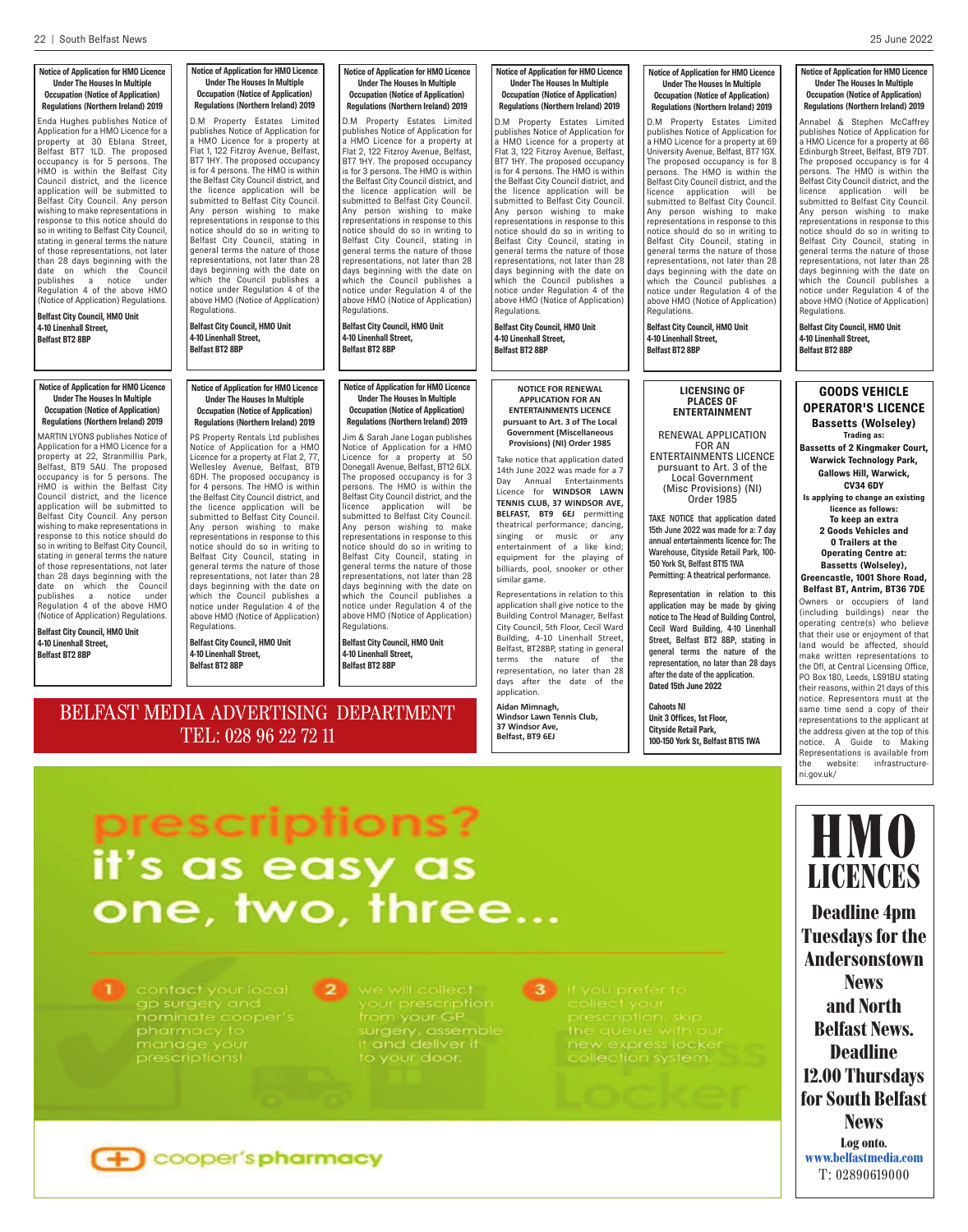### Notice of Application for HMO Licence Under The Houses In Multiple Occupation (Notice of Application) Regulations (Northern Ireland) 2019

Enda Hughes publishes Notice of Application for a HMO Licence for a property at 30 Eblana Street, Belfast BT7 1LD. The proposed occupancy is for 5 persons. The HMO is within the Belfast City Council district, and the licence application will be submitted to Belfast City Council. Any person wishing to make representations in response to this notice should do so in writing to Belfast City Council, stating in general terms the nature of those representations, not later than 28 days beginning with the date on which the Council publishes a notice under Regulation 4 of the above HMO (Notice of Application) Regulations.

**Belfast City Council, HMO Unit**
**4-10 Linenhall Street,**
**Belfast BT2 8BP**

### Notice of Application for HMO Licence Under The Houses In Multiple Occupation (Notice of Application) Regulations (Northern Ireland) 2019

D.M Property Estates Limited publishes Notice of Application for a HMO Licence for a property at Flat 1, 122 Fitzroy Avenue, Belfast, BT7 1HY. The proposed occupancy is for 4 persons. The HMO is within the Belfast City Council district, and the licence application will be submitted to Belfast City Council. Any person wishing to make representations in response to this notice should do so in writing to Belfast City Council, stating in general terms the nature of those representations, not later than 28 days beginning with the date on which the Council publishes a notice under Regulation 4 of the above HMO (Notice of Application) Regulations.

**Belfast City Council, HMO Unit**
**4-10 Linenhall Street,**
**Belfast BT2 8BP**

### Notice of Application for HMO Licence Under The Houses In Multiple Occupation (Notice of Application) Regulations (Northern Ireland) 2019

D.M Property Estates Limited publishes Notice of Application for a HMO Licence for a property at Flat 2, 122 Fitzroy Avenue, Belfast, BT7 1HY. The proposed occupancy is for 3 persons. The HMO is within the Belfast City Council district, and the licence application will be submitted to Belfast City Council. Any person wishing to make representations in response to this notice should do so in writing to Belfast City Council, stating in general terms the nature of those representations, not later than 28 days beginning with the date on which the Council publishes a notice under Regulation 4 of the above HMO (Notice of Application) Regulations.

**Belfast City Council, HMO Unit**
**4-10 Linenhall Street,**
**Belfast BT2 8BP**

### Notice of Application for HMO Licence Under The Houses In Multiple Occupation (Notice of Application) Regulations (Northern Ireland) 2019

D.M Property Estates Limited publishes Notice of Application for a HMO Licence for a property at Flat 3, 122 Fitzroy Avenue, Belfast, BT7 1HY. The proposed occupancy is for 4 persons. The HMO is within the Belfast City Council district, and the licence application will be submitted to Belfast City Council. Any person wishing to make representations in response to this notice should do so in writing to Belfast City Council, stating in general terms the nature of those representations, not later than 28 days beginning with the date on which the Council publishes a notice under Regulation 4 of the above HMO (Notice of Application) Regulations.

**Belfast City Council, HMO Unit**
**4-10 Linenhall Street,**
**Belfast BT2 8BP**

### Notice of Application for HMO Licence Under The Houses In Multiple Occupation (Notice of Application) Regulations (Northern Ireland) 2019

D.M Property Estates Limited publishes Notice of Application for a HMO Licence for a property at 69 University Avenue, Belfast, BT7 1GX. The proposed occupancy is for 8 persons. The HMO is within the Belfast City Council district, and the licence application will be submitted to Belfast City Council. Any person wishing to make representations in response to this notice should do so in writing to Belfast City Council, stating in general terms the nature of those representations, not later than 28 days beginning with the date on which the Council publishes a notice under Regulation 4 of the above HMO (Notice of Application) Regulations.

**Belfast City Council, HMO Unit**
**4-10 Linenhall Street,**
**Belfast BT2 8BP**

### Notice of Application for HMO Licence Under The Houses In Multiple Occupation (Notice of Application) Regulations (Northern Ireland) 2019

Annabel & Stephen McCaffrey publishes Notice of Application for a HMO Licence for a property at 66 Edinburgh Street, Belfast, BT9 7DT. The proposed occupancy is for 4 persons. The HMO is within the Belfast City Council district, and the licence application will be submitted to Belfast City Council. Any person wishing to make representations in response to this notice should do so in writing to Belfast City Council, stating in general terms the nature of those representations, not later than 28 days beginning with the date on which the Council publishes a notice under Regulation 4 of the above HMO (Notice of Application) Regulations.

**Belfast City Council, HMO Unit**
**4-10 Linenhall Street,**
**Belfast BT2 8BP**

### Notice of Application for HMO Licence Under The Houses In Multiple Occupation (Notice of Application) Regulations (Northern Ireland) 2019

MARTIN LYONS publishes Notice of Application for a HMO Licence for a property at 22, Stranmillis Park, Belfast, BT9 5AU. The proposed occupancy is for 5 persons. The HMO is within the Belfast City Council district, and the licence application will be submitted to Belfast City Council. Any person wishing to make representations in response to this notice should do so in writing to Belfast City Council, stating in general terms the nature of those representations, not later than 28 days beginning with the date on which the Council publishes a notice under Regulation 4 of the above HMO (Notice of Application) Regulations.

**Belfast City Council, HMO Unit**
**4-10 Linenhall Street,**
**Belfast BT2 8BP**

### Notice of Application for HMO Licence Under The Houses In Multiple Occupation (Notice of Application) Regulations (Northern Ireland) 2019

PS Property Rentals Ltd publishes Notice of Application for a HMO Licence for a property at Flat 2, 77, Wellesley Avenue, Belfast, BT9 6DH. The proposed occupancy is for 4 persons. The HMO is within the Belfast City Council district, and the licence application will be submitted to Belfast City Council. Any person wishing to make representations in response to this notice should do so in writing to Belfast City Council, stating in general terms the nature of those representations, not later than 28 days beginning with the date on which the Council publishes a notice under Regulation 4 of the above HMO (Notice of Application) Regulations.

**Belfast City Council, HMO Unit**
**4-10 Linenhall Street,**
**Belfast BT2 8BP**

### Notice of Application for HMO Licence Under The Houses In Multiple Occupation (Notice of Application) Regulations (Northern Ireland) 2019

Jim & Sarah Jane Logan publishes Notice of Application for a HMO Licence for a property at 50 Donegall Avenue, Belfast, BT12 6LX. The proposed occupancy is for 3 persons. The HMO is within the Belfast City Council district, and the licence application will be submitted to Belfast City Council. Any person wishing to make representations in response to this notice should do so in writing to Belfast City Council, stating in general terms the nature of those representations, not later than 28 days beginning with the date on which the Council publishes a notice under Regulation 4 of the above HMO (Notice of Application) Regulations.

**Belfast City Council, HMO Unit**
**4-10 Linenhall Street,**
**Belfast BT2 8BP**

### NOTICE FOR RENEWAL APPLICATION FOR AN ENTERTAINMENTS LICENCE pursuant to Art. 3 of The Local Government (Miscellaneous Provisions) (NI) Order 1985

Take notice that application dated 14th June 2022 was made for a 7 Day Annual Entertainments Licence for **WINDSOR LAWN TENNIS CLUB, 37 WINDSOR AVE, BELFAST, BT9 6EJ** permitting theatrical performance; dancing, singing or music or any entertainment of a like kind; equipment for the playing of billiards, pool, snooker or other similar game.

Representations in relation to this application shall give notice to the Building Control Manager, Belfast City Council, 5th Floor, Cecil Ward Building, 4-10 Linenhall Street, Belfast, BT28BP, stating in general terms the nature of the representation, no later than 28 days after the date of the application.

**Aidan Mimnagh,**
**Windsor Lawn Tennis Club,**
**37 Windsor Ave,**
**Belfast, BT9 6EJ**

### LICENSING OF PLACES OF ENTERTAINMENT

RENEWAL APPLICATION FOR AN ENTERTAINMENTS LICENCE pursuant to Art. 3 of the Local Government (Misc Provisions) (NI) Order 1985

TAKE NOTICE that application dated 15th June 2022 was made for: a 7 day annual entertainments licence for: The Warehouse, Cityside Retail Park, 100-150 York St, Belfast BT15 1WA Permitting: A theatrical performance.

Representation in relation to this application may be made by giving notice to The Head of Building Control, Cecil Ward Building, 4-10 Linenhall Street, Belfast BT2 8BP, stating in general terms the nature of the representation, no later than 28 days after the date of the application.
Dated 15th June 2022

**Cahoots NI**
**Unit 3 Offices, 1st Floor,**
**Cityside Retail Park,**
**100-150 York St, Belfast BT15 1WA**

### GOODS VEHICLE OPERATOR'S LICENCE

**Bassetts (Wolseley)**
**Trading as:**
**Bassetts of 2 Kingmaker Court, Warwick Technology Park, Gallows Hill, Warwick, CV34 6DY**
**Is applying to change an existing licence as follows:**
**To keep an extra 2 Goods Vehicles and 0 Trailers at the Operating Centre at: Bassetts (Wolseley), Greencastle, 1001 Shore Road, Belfast BT, Antrim, BT36 7DE**

Owners or occupiers of land (including buildings) near the operating centre(s) who believe that their use or enjoyment of that land would be affected, should make written representations to the DfI, at Central Licensing Office, PO Box 180, Leeds, LS91BU stating their reasons, within 21 days of this notice. Representors must at the same time send a copy of their representations to the applicant at the address given at the top of this notice. A Guide to Making Representations is available from the website: infrastructure-ni.gov.uk/

BELFAST MEDIA ADVERTISING DEPARTMENT
TEL: 028 96 22 72 11

prescriptions?
it's as easy as one, two, three...

1. contact your local gp surgery and nominate cooper's pharmacy to manage your prescriptions!
2. we will collect your prescription from your GP surgery, assemble it and deliver it to your door.
3. if you prefer to collect your prescription, skip the queue with our new express locker collection system.

cooper's pharmacy

# HMO LICENCES

**Deadline 4pm Tuesdays for the Andersonstown News and North Belfast News. Deadline 12.00 Thursdays for South Belfast News**

Log onto.
www.belfastmedia.com
T: 02890619000